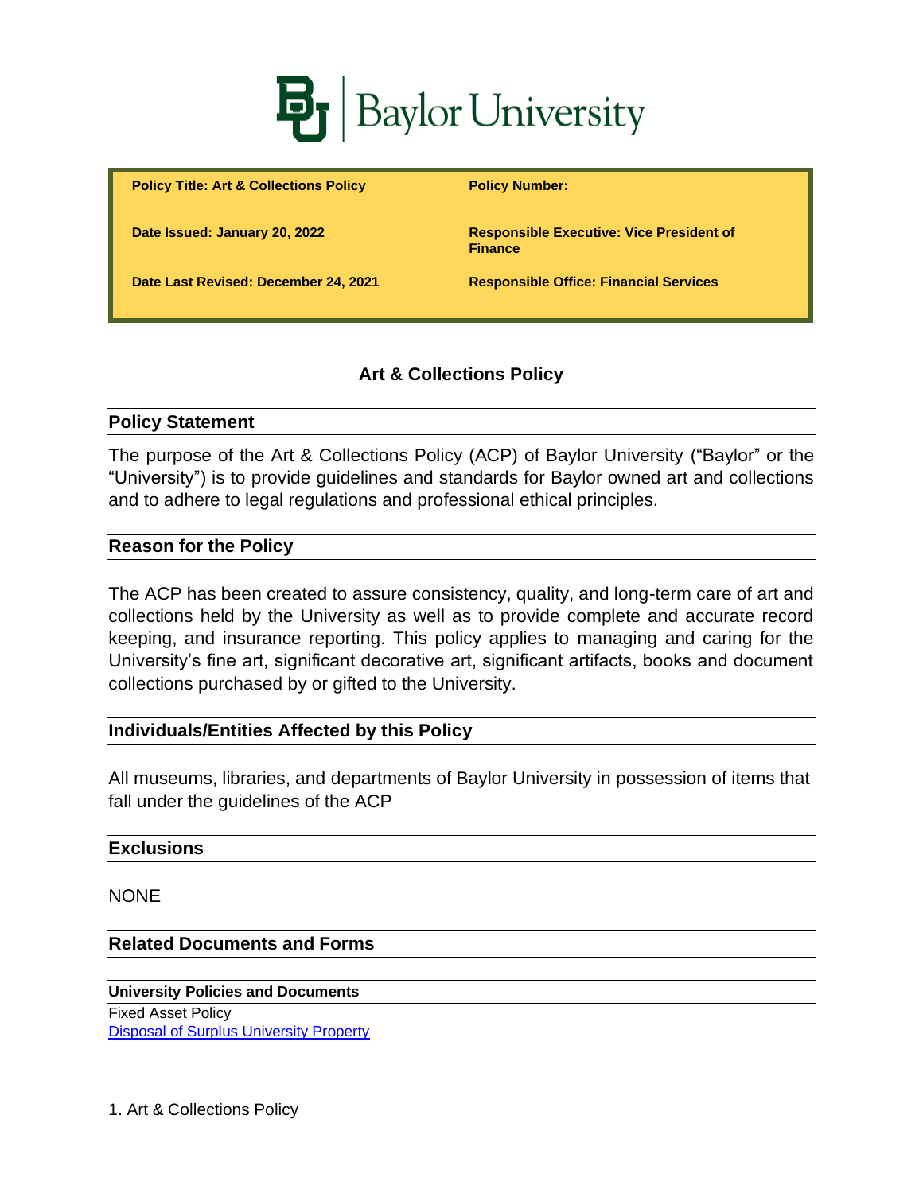Baylor University

| Policy Title: Art & Collections Policy | Policy Number: |
| --- | --- |
| Date Issued: January 20, 2022 | Responsible Executive: Vice President of Finance |
| Date Last Revised: December 24, 2021 | Responsible Office: Financial Services |

# Art & Collections Policy

## Policy Statement

The purpose of the Art & Collections Policy (ACP) of Baylor University ("Baylor" or the "University") is to provide guidelines and standards for Baylor owned art and collections and to adhere to legal regulations and professional ethical principles.

## Reason for the Policy

The ACP has been created to assure consistency, quality, and long-term care of art and collections held by the University as well as to provide complete and accurate record keeping, and insurance reporting. This policy applies to managing and caring for the University's fine art, significant decorative art, significant artifacts, books and document collections purchased by or gifted to the University.

## Individuals/Entities Affected by this Policy

All museums, libraries, and departments of Baylor University in possession of items that fall under the guidelines of the ACP

## Exclusions

NONE

## Related Documents and Forms

### University Policies and Documents

Fixed Asset Policy
Disposal of Surplus University Property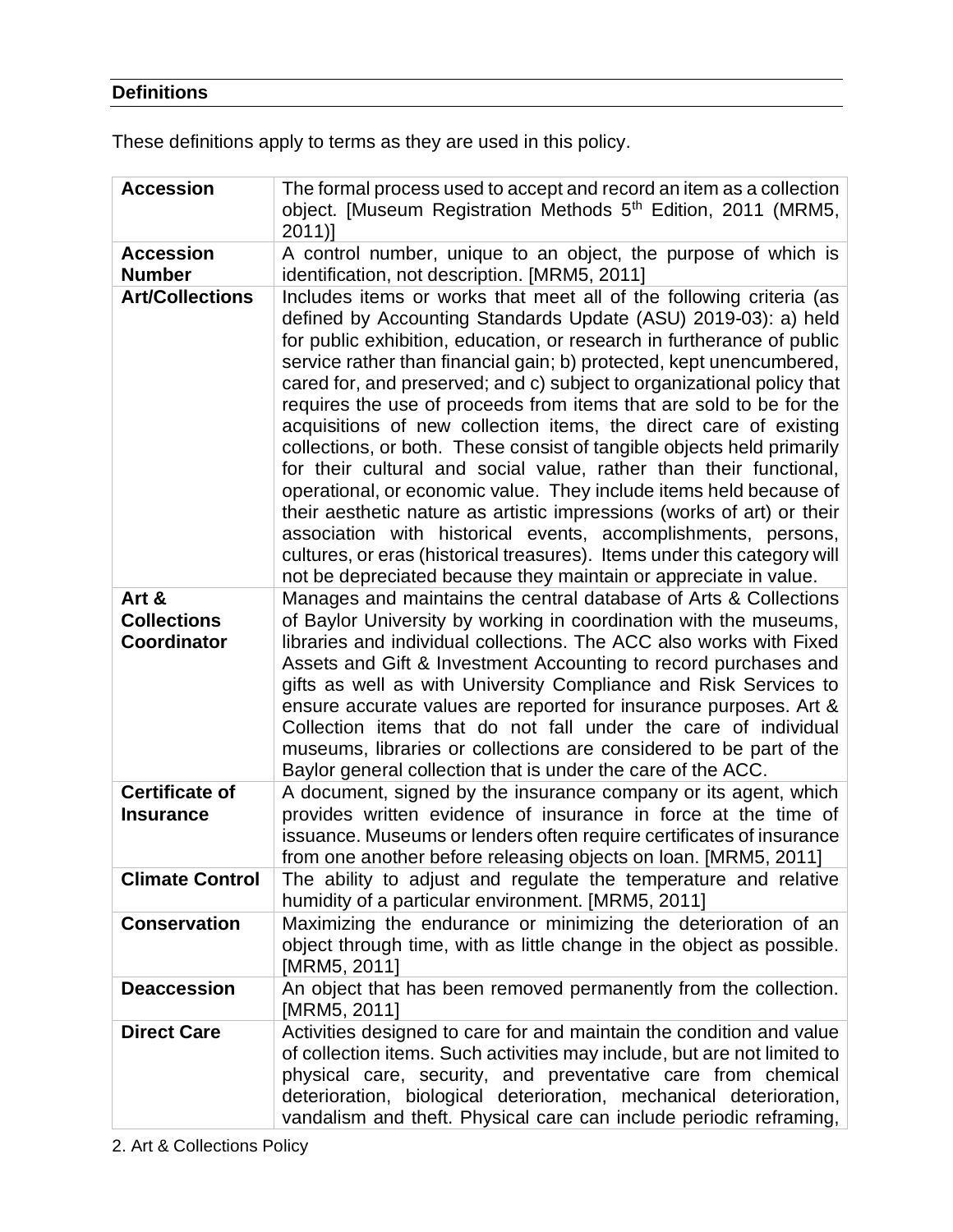## Definitions

These definitions apply to terms as they are used in this policy.

| | |
|---|---|
| **Accession** | The formal process used to accept and record an item as a collection object. [Museum Registration Methods 5th Edition, 2011 (MRM5, 2011)] |
| **Accession Number** | A control number, unique to an object, the purpose of which is identification, not description. [MRM5, 2011] |
| **Art/Collections** | Includes items or works that meet all of the following criteria (as defined by Accounting Standards Update (ASU) 2019-03): a) held for public exhibition, education, or research in furtherance of public service rather than financial gain; b) protected, kept unencumbered, cared for, and preserved; and c) subject to organizational policy that requires the use of proceeds from items that are sold to be for the acquisitions of new collection items, the direct care of existing collections, or both. These consist of tangible objects held primarily for their cultural and social value, rather than their functional, operational, or economic value. They include items held because of their aesthetic nature as artistic impressions (works of art) or their association with historical events, accomplishments, persons, cultures, or eras (historical treasures). Items under this category will not be depreciated because they maintain or appreciate in value. |
| **Art & Collections Coordinator** | Manages and maintains the central database of Arts & Collections of Baylor University by working in coordination with the museums, libraries and individual collections. The ACC also works with Fixed Assets and Gift & Investment Accounting to record purchases and gifts as well as with University Compliance and Risk Services to ensure accurate values are reported for insurance purposes. Art & Collection items that do not fall under the care of individual museums, libraries or collections are considered to be part of the Baylor general collection that is under the care of the ACC. |
| **Certificate of Insurance** | A document, signed by the insurance company or its agent, which provides written evidence of insurance in force at the time of issuance. Museums or lenders often require certificates of insurance from one another before releasing objects on loan. [MRM5, 2011] |
| **Climate Control** | The ability to adjust and regulate the temperature and relative humidity of a particular environment. [MRM5, 2011] |
| **Conservation** | Maximizing the endurance or minimizing the deterioration of an object through time, with as little change in the object as possible. [MRM5, 2011] |
| **Deaccession** | An object that has been removed permanently from the collection. [MRM5, 2011] |
| **Direct Care** | Activities designed to care for and maintain the condition and value of collection items. Such activities may include, but are not limited to physical care, security, and preventative care from chemical deterioration, biological deterioration, mechanical deterioration, vandalism and theft. Physical care can include periodic reframing, |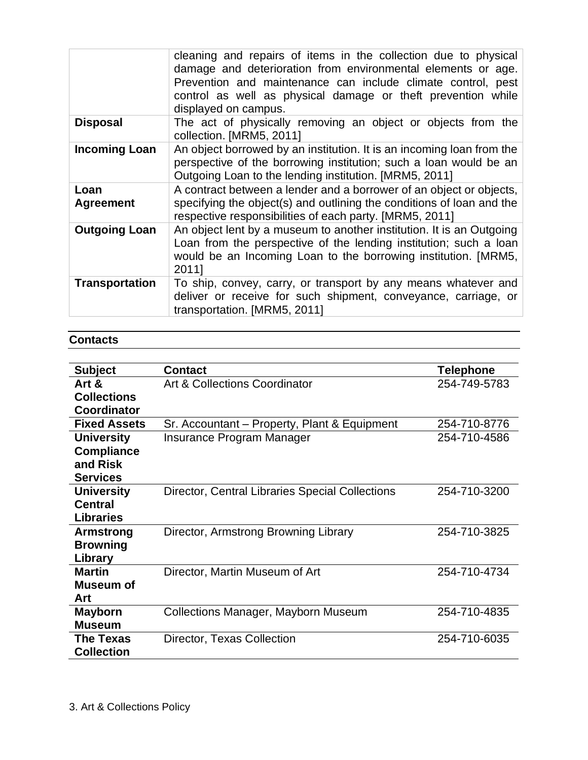| | |
|---|---|
| | cleaning and repairs of items in the collection due to physical damage and deterioration from environmental elements or age. Prevention and maintenance can include climate control, pest control as well as physical damage or theft prevention while displayed on campus. |
| **Disposal** | The act of physically removing an object or objects from the collection. [MRM5, 2011] |
| **Incoming Loan** | An object borrowed by an institution. It is an incoming loan from the perspective of the borrowing institution; such a loan would be an Outgoing Loan to the lending institution. [MRM5, 2011] |
| **Loan Agreement** | A contract between a lender and a borrower of an object or objects, specifying the object(s) and outlining the conditions of loan and the respective responsibilities of each party. [MRM5, 2011] |
| **Outgoing Loan** | An object lent by a museum to another institution. It is an Outgoing Loan from the perspective of the lending institution; such a loan would be an Incoming Loan to the borrowing institution. [MRM5, 2011] |
| **Transportation** | To ship, convey, carry, or transport by any means whatever and deliver or receive for such shipment, conveyance, carriage, or transportation. [MRM5, 2011] |

## Contacts

| Subject | Contact | Telephone |
|---|---|---|
| **Art & Collections Coordinator** | Art & Collections Coordinator | 254-749-5783 |
| **Fixed Assets** | Sr. Accountant – Property, Plant & Equipment | 254-710-8776 |
| **University Compliance and Risk Services** | Insurance Program Manager | 254-710-4586 |
| **University Central Libraries** | Director, Central Libraries Special Collections | 254-710-3200 |
| **Armstrong Browning Library** | Director, Armstrong Browning Library | 254-710-3825 |
| **Martin Museum of Art** | Director, Martin Museum of Art | 254-710-4734 |
| **Mayborn Museum** | Collections Manager, Mayborn Museum | 254-710-4835 |
| **The Texas Collection** | Director, Texas Collection | 254-710-6035 |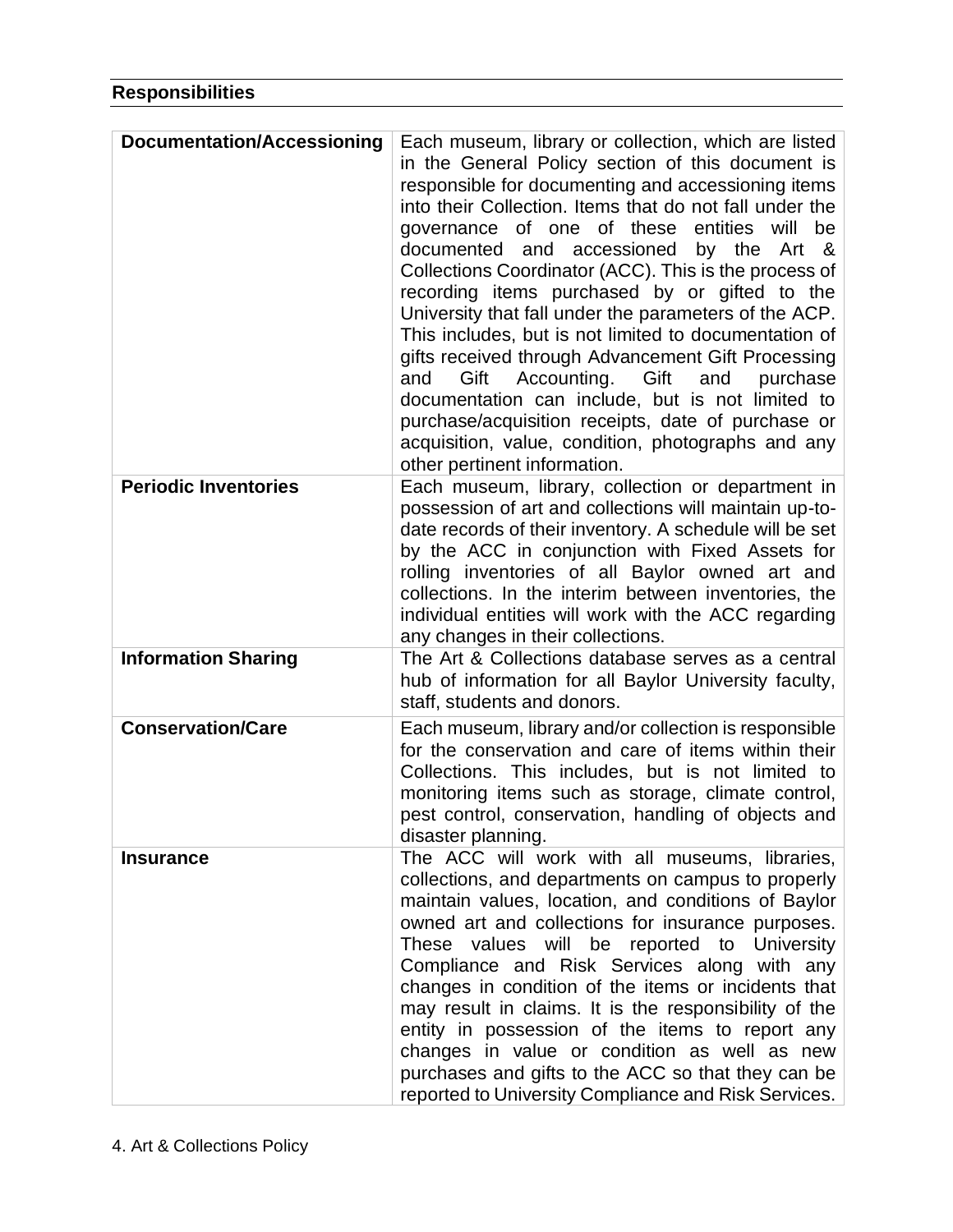## Responsibilities

| | |
|---|---|
| **Documentation/Accessioning** | Each museum, library or collection, which are listed in the General Policy section of this document is responsible for documenting and accessioning items into their Collection. Items that do not fall under the governance of one of these entities will be documented and accessioned by the Art & Collections Coordinator (ACC). This is the process of recording items purchased by or gifted to the University that fall under the parameters of the ACP. This includes, but is not limited to documentation of gifts received through Advancement Gift Processing and Gift Accounting. Gift and purchase documentation can include, but is not limited to purchase/acquisition receipts, date of purchase or acquisition, value, condition, photographs and any other pertinent information. |
| **Periodic Inventories** | Each museum, library, collection or department in possession of art and collections will maintain up-to-date records of their inventory. A schedule will be set by the ACC in conjunction with Fixed Assets for rolling inventories of all Baylor owned art and collections. In the interim between inventories, the individual entities will work with the ACC regarding any changes in their collections. |
| **Information Sharing** | The Art & Collections database serves as a central hub of information for all Baylor University faculty, staff, students and donors. |
| **Conservation/Care** | Each museum, library and/or collection is responsible for the conservation and care of items within their Collections. This includes, but is not limited to monitoring items such as storage, climate control, pest control, conservation, handling of objects and disaster planning. |
| **Insurance** | The ACC will work with all museums, libraries, collections, and departments on campus to properly maintain values, location, and conditions of Baylor owned art and collections for insurance purposes. These values will be reported to University Compliance and Risk Services along with any changes in condition of the items or incidents that may result in claims. It is the responsibility of the entity in possession of the items to report any changes in value or condition as well as new purchases and gifts to the ACC so that they can be reported to University Compliance and Risk Services. |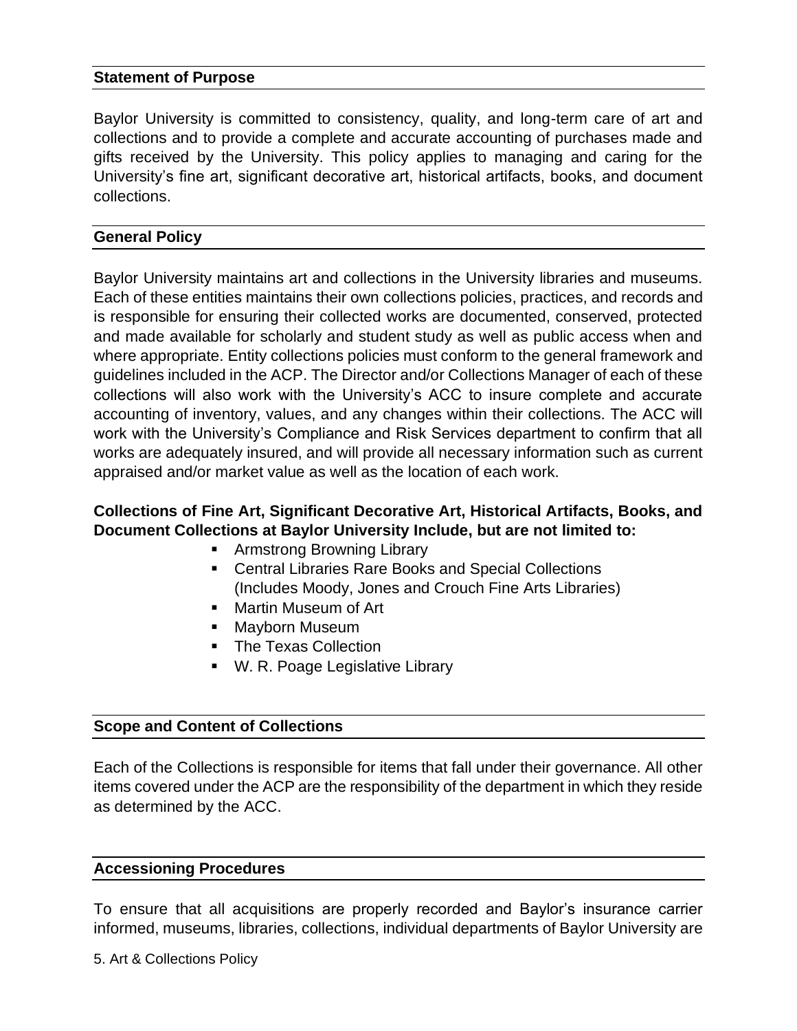## Statement of Purpose

Baylor University is committed to consistency, quality, and long-term care of art and collections and to provide a complete and accurate accounting of purchases made and gifts received by the University. This policy applies to managing and caring for the University's fine art, significant decorative art, historical artifacts, books, and document collections.

## General Policy

Baylor University maintains art and collections in the University libraries and museums. Each of these entities maintains their own collections policies, practices, and records and is responsible for ensuring their collected works are documented, conserved, protected and made available for scholarly and student study as well as public access when and where appropriate. Entity collections policies must conform to the general framework and guidelines included in the ACP. The Director and/or Collections Manager of each of these collections will also work with the University's ACC to insure complete and accurate accounting of inventory, values, and any changes within their collections. The ACC will work with the University's Compliance and Risk Services department to confirm that all works are adequately insured, and will provide all necessary information such as current appraised and/or market value as well as the location of each work.

**Collections of Fine Art, Significant Decorative Art, Historical Artifacts, Books, and Document Collections at Baylor University Include, but are not limited to:**

- Armstrong Browning Library
- Central Libraries Rare Books and Special Collections (Includes Moody, Jones and Crouch Fine Arts Libraries)
- Martin Museum of Art
- Mayborn Museum
- The Texas Collection
- W. R. Poage Legislative Library

## Scope and Content of Collections

Each of the Collections is responsible for items that fall under their governance. All other items covered under the ACP are the responsibility of the department in which they reside as determined by the ACC.

## Accessioning Procedures

To ensure that all acquisitions are properly recorded and Baylor's insurance carrier informed, museums, libraries, collections, individual departments of Baylor University are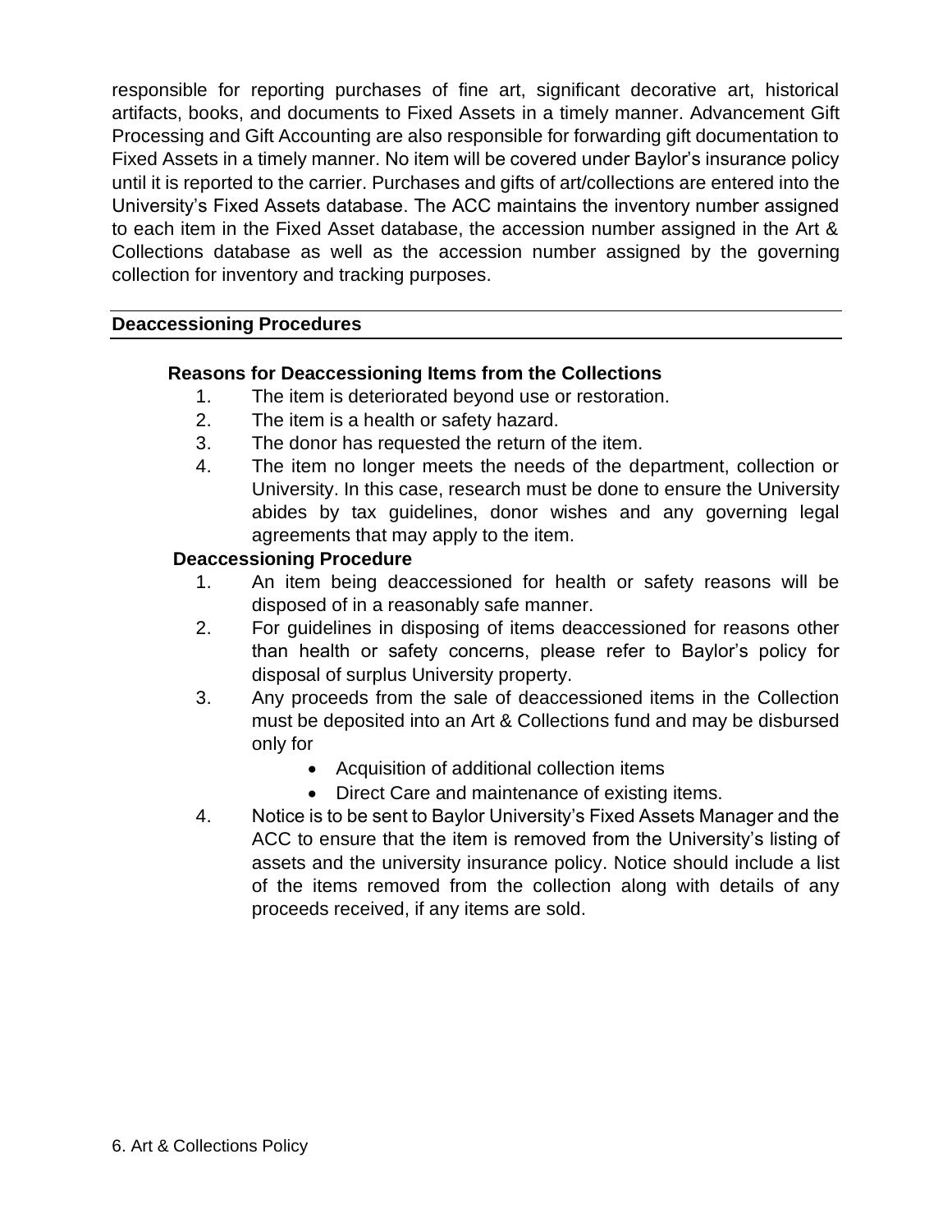responsible for reporting purchases of fine art, significant decorative art, historical artifacts, books, and documents to Fixed Assets in a timely manner. Advancement Gift Processing and Gift Accounting are also responsible for forwarding gift documentation to Fixed Assets in a timely manner. No item will be covered under Baylor's insurance policy until it is reported to the carrier. Purchases and gifts of art/collections are entered into the University's Fixed Assets database. The ACC maintains the inventory number assigned to each item in the Fixed Asset database, the accession number assigned in the Art & Collections database as well as the accession number assigned by the governing collection for inventory and tracking purposes.

## Deaccessioning Procedures

### Reasons for Deaccessioning Items from the Collections

1. The item is deteriorated beyond use or restoration.
2. The item is a health or safety hazard.
3. The donor has requested the return of the item.
4. The item no longer meets the needs of the department, collection or University. In this case, research must be done to ensure the University abides by tax guidelines, donor wishes and any governing legal agreements that may apply to the item.

### Deaccessioning Procedure

1. An item being deaccessioned for health or safety reasons will be disposed of in a reasonably safe manner.
2. For guidelines in disposing of items deaccessioned for reasons other than health or safety concerns, please refer to Baylor's policy for disposal of surplus University property.
3. Any proceeds from the sale of deaccessioned items in the Collection must be deposited into an Art & Collections fund and may be disbursed only for
   - Acquisition of additional collection items
   - Direct Care and maintenance of existing items.
4. Notice is to be sent to Baylor University's Fixed Assets Manager and the ACC to ensure that the item is removed from the University's listing of assets and the university insurance policy. Notice should include a list of the items removed from the collection along with details of any proceeds received, if any items are sold.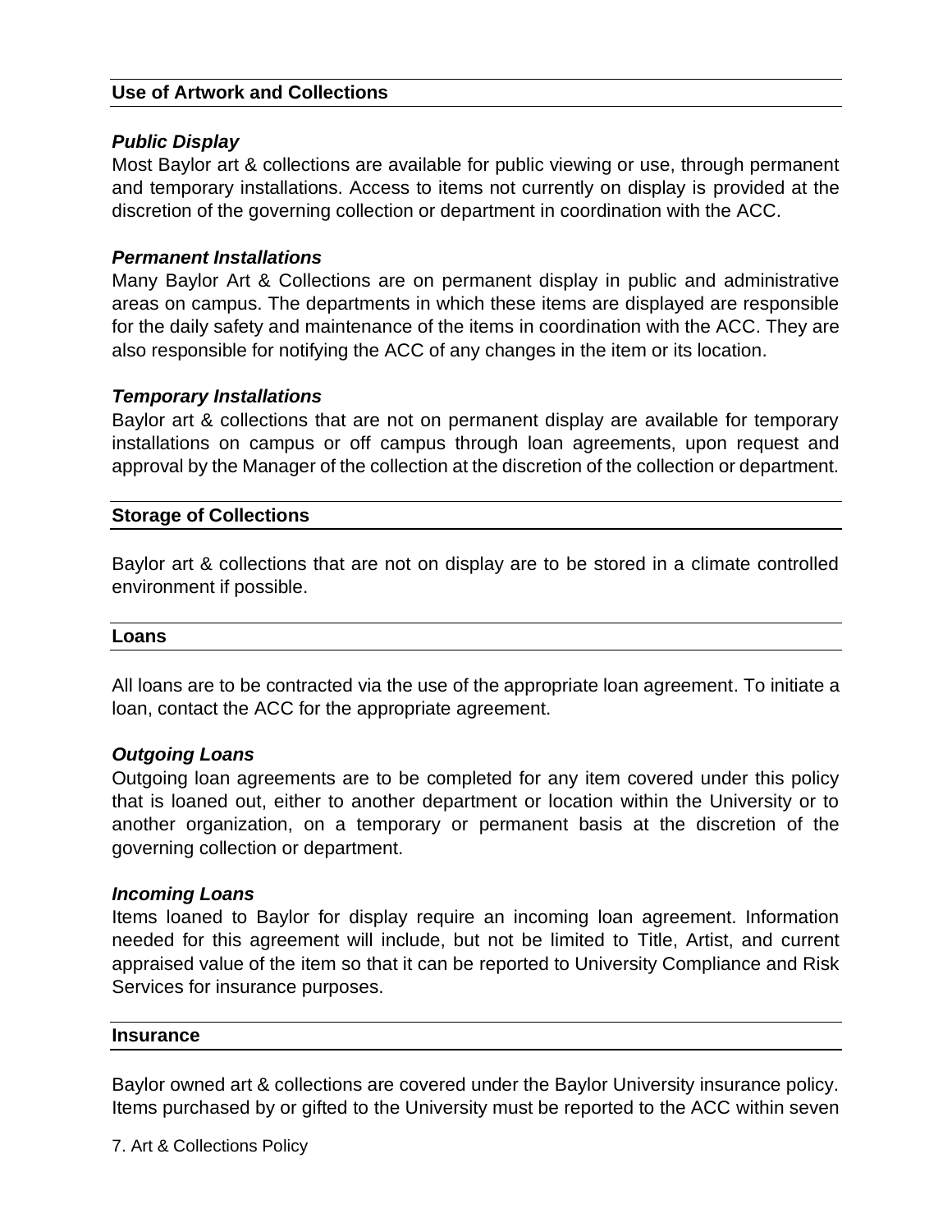## Use of Artwork and Collections

### *Public Display*

Most Baylor art & collections are available for public viewing or use, through permanent and temporary installations. Access to items not currently on display is provided at the discretion of the governing collection or department in coordination with the ACC.

### *Permanent Installations*

Many Baylor Art & Collections are on permanent display in public and administrative areas on campus. The departments in which these items are displayed are responsible for the daily safety and maintenance of the items in coordination with the ACC. They are also responsible for notifying the ACC of any changes in the item or its location.

### *Temporary Installations*

Baylor art & collections that are not on permanent display are available for temporary installations on campus or off campus through loan agreements, upon request and approval by the Manager of the collection at the discretion of the collection or department.

## Storage of Collections

Baylor art & collections that are not on display are to be stored in a climate controlled environment if possible.

## Loans

All loans are to be contracted via the use of the appropriate loan agreement. To initiate a loan, contact the ACC for the appropriate agreement.

### *Outgoing Loans*

Outgoing loan agreements are to be completed for any item covered under this policy that is loaned out, either to another department or location within the University or to another organization, on a temporary or permanent basis at the discretion of the governing collection or department.

### *Incoming Loans*

Items loaned to Baylor for display require an incoming loan agreement. Information needed for this agreement will include, but not be limited to Title, Artist, and current appraised value of the item so that it can be reported to University Compliance and Risk Services for insurance purposes.

## Insurance

Baylor owned art & collections are covered under the Baylor University insurance policy. Items purchased by or gifted to the University must be reported to the ACC within seven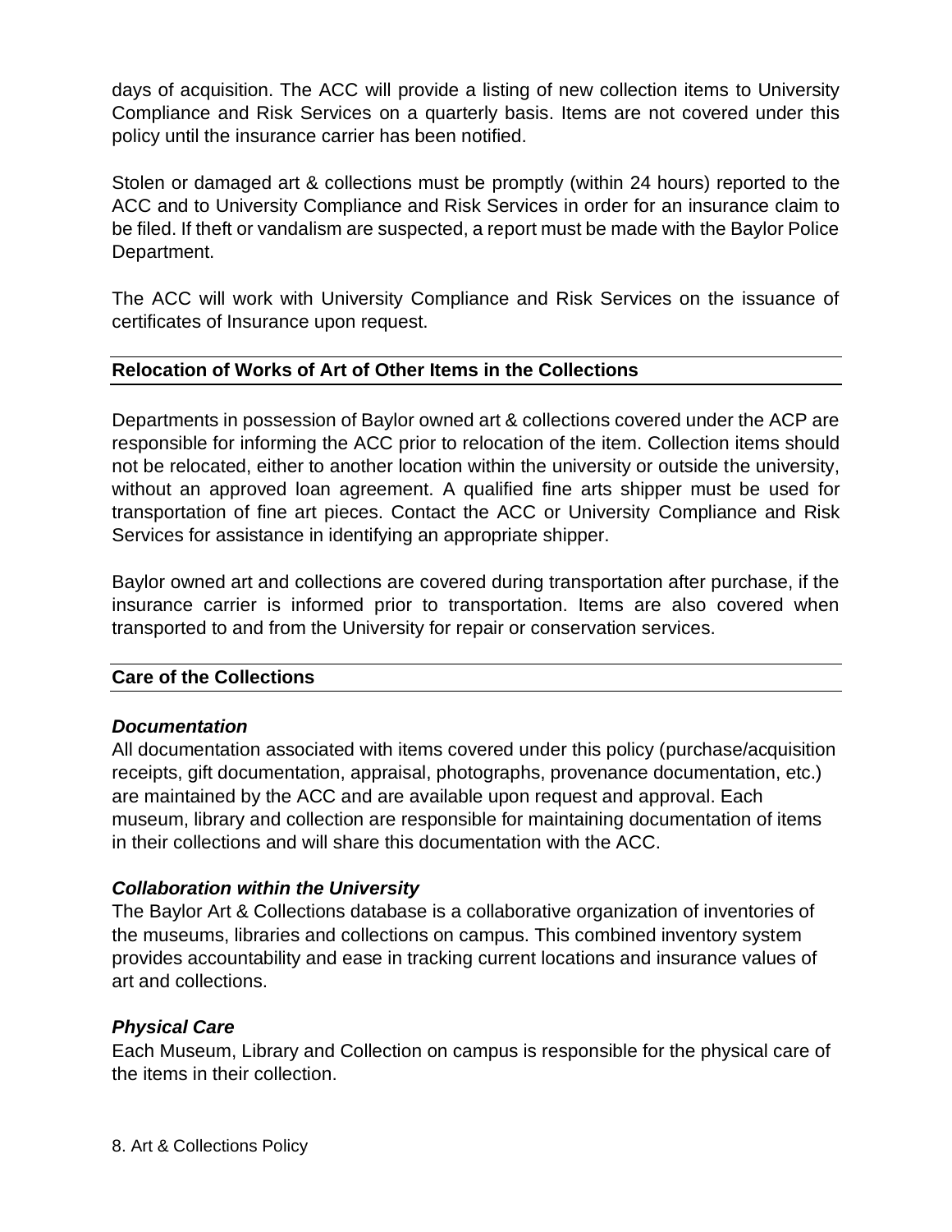days of acquisition. The ACC will provide a listing of new collection items to University Compliance and Risk Services on a quarterly basis. Items are not covered under this policy until the insurance carrier has been notified.

Stolen or damaged art & collections must be promptly (within 24 hours) reported to the ACC and to University Compliance and Risk Services in order for an insurance claim to be filed. If theft or vandalism are suspected, a report must be made with the Baylor Police Department.

The ACC will work with University Compliance and Risk Services on the issuance of certificates of Insurance upon request.

## Relocation of Works of Art of Other Items in the Collections

Departments in possession of Baylor owned art & collections covered under the ACP are responsible for informing the ACC prior to relocation of the item. Collection items should not be relocated, either to another location within the university or outside the university, without an approved loan agreement. A qualified fine arts shipper must be used for transportation of fine art pieces. Contact the ACC or University Compliance and Risk Services for assistance in identifying an appropriate shipper.

Baylor owned art and collections are covered during transportation after purchase, if the insurance carrier is informed prior to transportation. Items are also covered when transported to and from the University for repair or conservation services.

## Care of the Collections

***Documentation***

All documentation associated with items covered under this policy (purchase/acquisition receipts, gift documentation, appraisal, photographs, provenance documentation, etc.) are maintained by the ACC and are available upon request and approval. Each museum, library and collection are responsible for maintaining documentation of items in their collections and will share this documentation with the ACC.

***Collaboration within the University***

The Baylor Art & Collections database is a collaborative organization of inventories of the museums, libraries and collections on campus. This combined inventory system provides accountability and ease in tracking current locations and insurance values of art and collections.

***Physical Care***

Each Museum, Library and Collection on campus is responsible for the physical care of the items in their collection.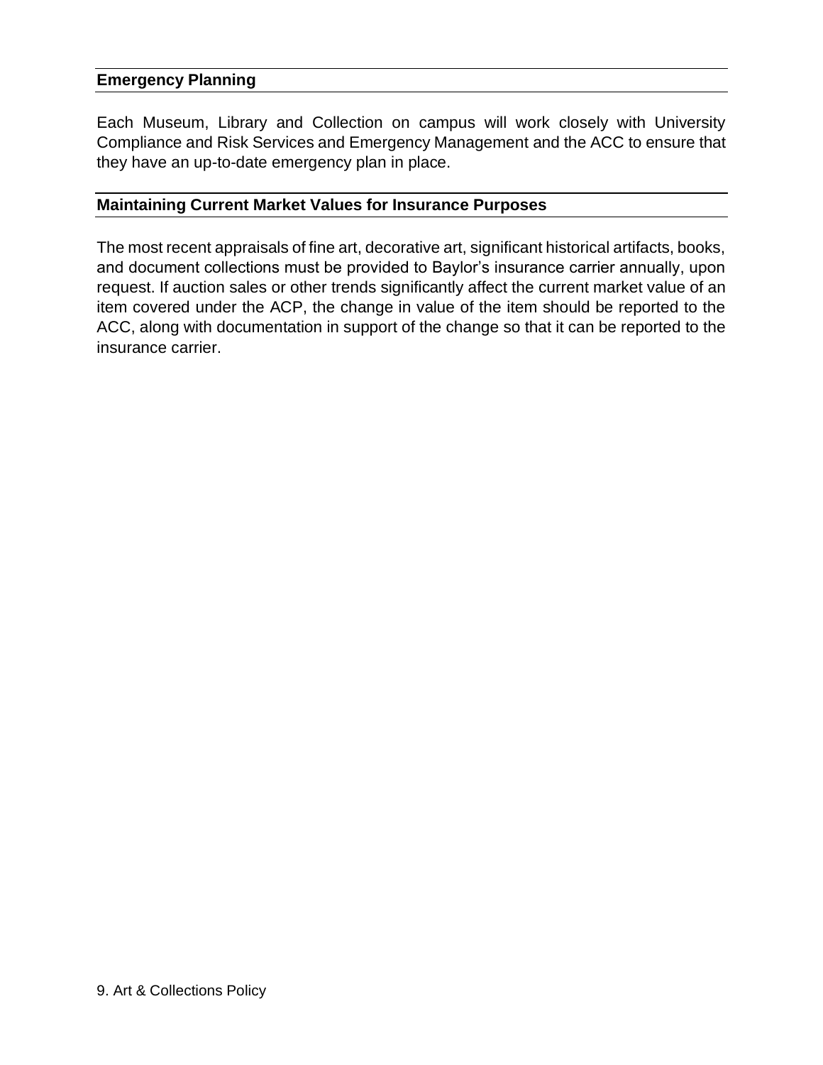## Emergency Planning

Each Museum, Library and Collection on campus will work closely with University Compliance and Risk Services and Emergency Management and the ACC to ensure that they have an up-to-date emergency plan in place.

## Maintaining Current Market Values for Insurance Purposes

The most recent appraisals of fine art, decorative art, significant historical artifacts, books, and document collections must be provided to Baylor's insurance carrier annually, upon request. If auction sales or other trends significantly affect the current market value of an item covered under the ACP, the change in value of the item should be reported to the ACC, along with documentation in support of the change so that it can be reported to the insurance carrier.